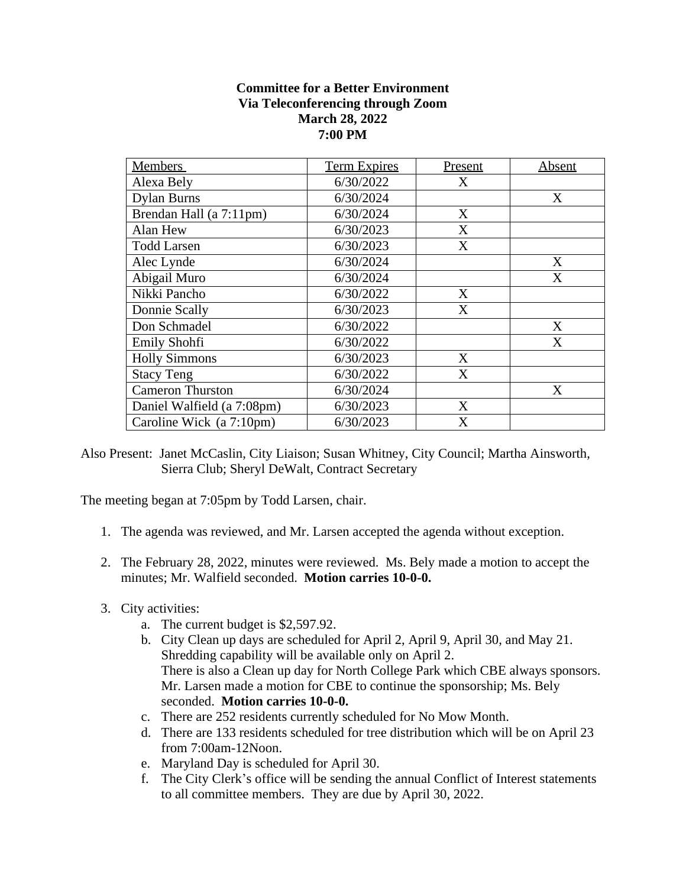**Committee for a Better Environment**
**Via Teleconferencing through Zoom**
**March 28, 2022**
**7:00 PM**

| Members | Term Expires | Present | Absent |
|---|---|---|---|
| Alexa Bely | 6/30/2022 | X | |
| Dylan Burns | 6/30/2024 | | X |
| Brendan Hall (a 7:11pm) | 6/30/2024 | X | |
| Alan Hew | 6/30/2023 | X | |
| Todd Larsen | 6/30/2023 | X | |
| Alec Lynde | 6/30/2024 | | X |
| Abigail Muro | 6/30/2024 | | X |
| Nikki Pancho | 6/30/2022 | X | |
| Donnie Scally | 6/30/2023 | X | |
| Don Schmadel | 6/30/2022 | | X |
| Emily Shohfi | 6/30/2022 | | X |
| Holly Simmons | 6/30/2023 | X | |
| Stacy Teng | 6/30/2022 | X | |
| Cameron Thurston | 6/30/2024 | | X |
| Daniel Walfield (a 7:08pm) | 6/30/2023 | X | |
| Caroline Wick (a 7:10pm) | 6/30/2023 | X | |

Also Present: Janet McCaslin, City Liaison; Susan Whitney, City Council; Martha Ainsworth, Sierra Club; Sheryl DeWalt, Contract Secretary

The meeting began at 7:05pm by Todd Larsen, chair.

1. The agenda was reviewed, and Mr. Larsen accepted the agenda without exception.

2. The February 28, 2022, minutes were reviewed. Ms. Bely made a motion to accept the minutes; Mr. Walfield seconded. **Motion carries 10-0-0.**

3. City activities:
   a. The current budget is $2,597.92.
   b. City Clean up days are scheduled for April 2, April 9, April 30, and May 21. Shredding capability will be available only on April 2.
      There is also a Clean up day for North College Park which CBE always sponsors. Mr. Larsen made a motion for CBE to continue the sponsorship; Ms. Bely seconded. **Motion carries 10-0-0.**
   c. There are 252 residents currently scheduled for No Mow Month.
   d. There are 133 residents scheduled for tree distribution which will be on April 23 from 7:00am-12Noon.
   e. Maryland Day is scheduled for April 30.
   f. The City Clerk's office will be sending the annual Conflict of Interest statements to all committee members. They are due by April 30, 2022.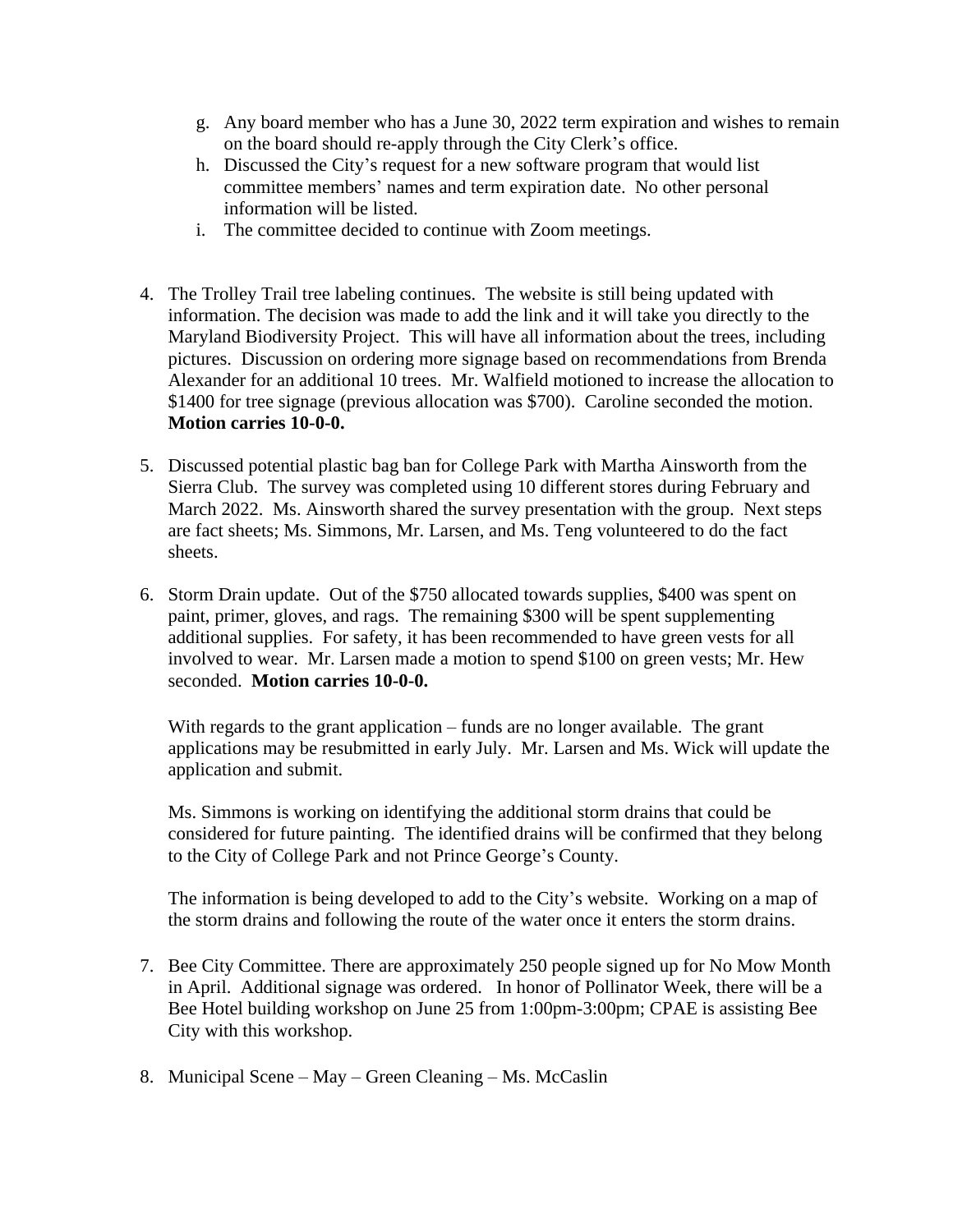g. Any board member who has a June 30, 2022 term expiration and wishes to remain on the board should re-apply through the City Clerk's office.
h. Discussed the City's request for a new software program that would list committee members' names and term expiration date. No other personal information will be listed.
i. The committee decided to continue with Zoom meetings.

4. The Trolley Trail tree labeling continues. The website is still being updated with information. The decision was made to add the link and it will take you directly to the Maryland Biodiversity Project. This will have all information about the trees, including pictures. Discussion on ordering more signage based on recommendations from Brenda Alexander for an additional 10 trees. Mr. Walfield motioned to increase the allocation to $1400 for tree signage (previous allocation was $700). Caroline seconded the motion. **Motion carries 10-0-0.**

5. Discussed potential plastic bag ban for College Park with Martha Ainsworth from the Sierra Club. The survey was completed using 10 different stores during February and March 2022. Ms. Ainsworth shared the survey presentation with the group. Next steps are fact sheets; Ms. Simmons, Mr. Larsen, and Ms. Teng volunteered to do the fact sheets.

6. Storm Drain update. Out of the $750 allocated towards supplies, $400 was spent on paint, primer, gloves, and rags. The remaining $300 will be spent supplementing additional supplies. For safety, it has been recommended to have green vests for all involved to wear. Mr. Larsen made a motion to spend $100 on green vests; Mr. Hew seconded. **Motion carries 10-0-0.**

   With regards to the grant application – funds are no longer available. The grant applications may be resubmitted in early July. Mr. Larsen and Ms. Wick will update the application and submit.

   Ms. Simmons is working on identifying the additional storm drains that could be considered for future painting. The identified drains will be confirmed that they belong to the City of College Park and not Prince George's County.

   The information is being developed to add to the City's website. Working on a map of the storm drains and following the route of the water once it enters the storm drains.

7. Bee City Committee. There are approximately 250 people signed up for No Mow Month in April. Additional signage was ordered. In honor of Pollinator Week, there will be a Bee Hotel building workshop on June 25 from 1:00pm-3:00pm; CPAE is assisting Bee City with this workshop.

8. Municipal Scene – May – Green Cleaning – Ms. McCaslin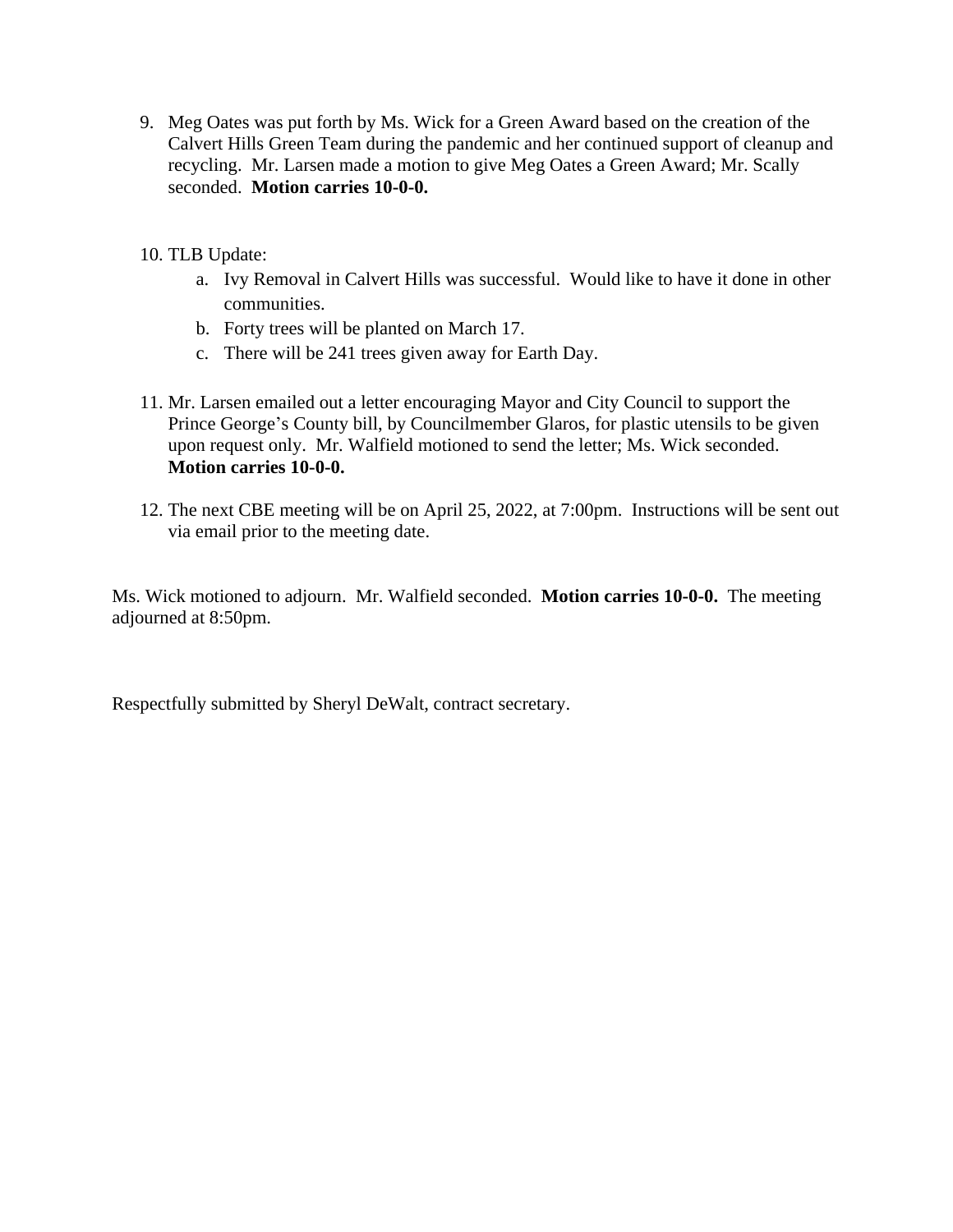9. Meg Oates was put forth by Ms. Wick for a Green Award based on the creation of the Calvert Hills Green Team during the pandemic and her continued support of cleanup and recycling. Mr. Larsen made a motion to give Meg Oates a Green Award; Mr. Scally seconded. **Motion carries 10-0-0.**

10. TLB Update:
    a. Ivy Removal in Calvert Hills was successful. Would like to have it done in other communities.
    b. Forty trees will be planted on March 17.
    c. There will be 241 trees given away for Earth Day.

11. Mr. Larsen emailed out a letter encouraging Mayor and City Council to support the Prince George's County bill, by Councilmember Glaros, for plastic utensils to be given upon request only. Mr. Walfield motioned to send the letter; Ms. Wick seconded. **Motion carries 10-0-0.**

12. The next CBE meeting will be on April 25, 2022, at 7:00pm. Instructions will be sent out via email prior to the meeting date.

Ms. Wick motioned to adjourn. Mr. Walfield seconded. **Motion carries 10-0-0.** The meeting adjourned at 8:50pm.

Respectfully submitted by Sheryl DeWalt, contract secretary.